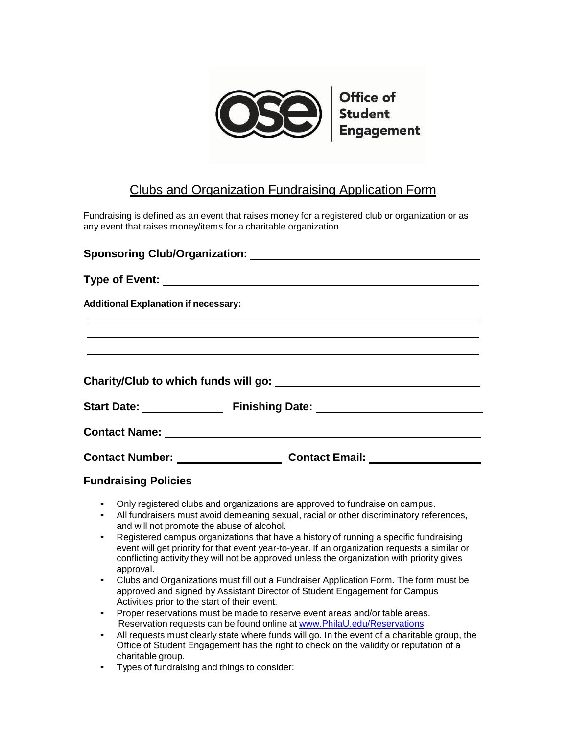Office of Student Engagement

# Clubs and Organization Fundraising Application Form

Fundraising is defined as an event that raises money for a registered club or organization or as any event that raises money/items for a charitable organization.

**Sponsoring Club/Organization:** ______________________________

**Type of Event:** ______________________________

**Additional Explanation if necessary:**

______________________________

______________________________

______________________________

**Charity/Club to which funds will go:** ______________________________

**Start Date:** ____________ **Finishing Date:** ______________________

**Contact Name:** ______________________________

**Contact Number:** ______________ **Contact Email:** ______________

## Fundraising Policies

- Only registered clubs and organizations are approved to fundraise on campus.
- All fundraisers must avoid demeaning sexual, racial or other discriminatory references, and will not promote the abuse of alcohol.
- Registered campus organizations that have a history of running a specific fundraising event will get priority for that event year-to-year. If an organization requests a similar or conflicting activity they will not be approved unless the organization with priority gives approval.
- Clubs and Organizations must fill out a Fundraiser Application Form. The form must be approved and signed by Assistant Director of Student Engagement for Campus Activities prior to the start of their event.
- Proper reservations must be made to reserve event areas and/or table areas. Reservation requests can be found online at www.PhilaU.edu/Reservations
- All requests must clearly state where funds will go. In the event of a charitable group, the Office of Student Engagement has the right to check on the validity or reputation of a charitable group.
- Types of fundraising and things to consider: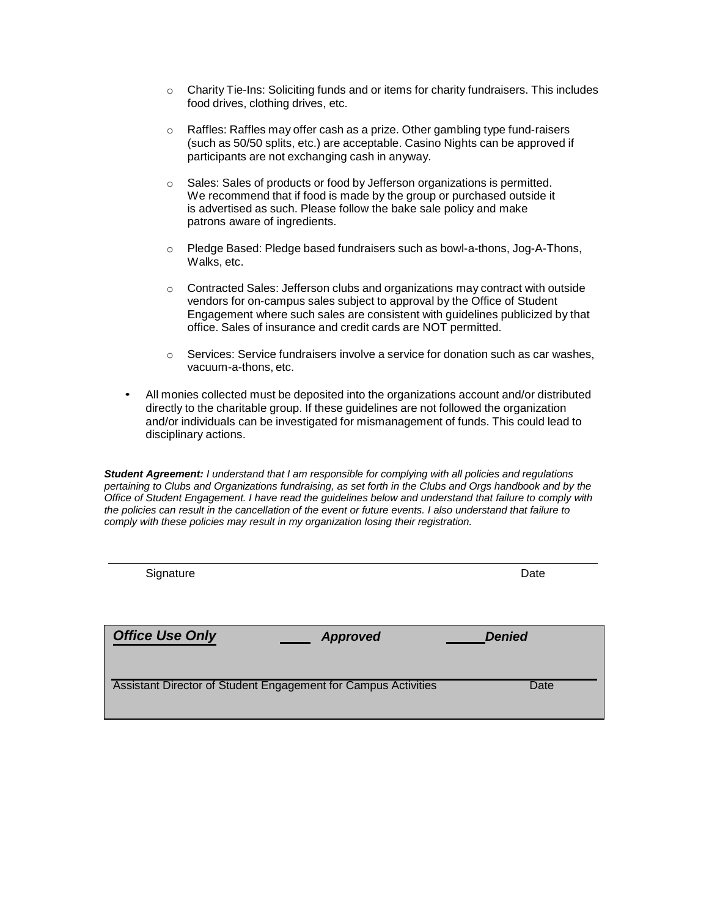- Charity Tie-Ins: Soliciting funds and or items for charity fundraisers. This includes food drives, clothing drives, etc.
- Raffles: Raffles may offer cash as a prize. Other gambling type fund-raisers (such as 50/50 splits, etc.) are acceptable. Casino Nights can be approved if participants are not exchanging cash in anyway.
- Sales: Sales of products or food by Jefferson organizations is permitted. We recommend that if food is made by the group or purchased outside it is advertised as such. Please follow the bake sale policy and make patrons aware of ingredients.
- Pledge Based: Pledge based fundraisers such as bowl-a-thons, Jog-A-Thons, Walks, etc.
- Contracted Sales: Jefferson clubs and organizations may contract with outside vendors for on-campus sales subject to approval by the Office of Student Engagement where such sales are consistent with guidelines publicized by that office. Sales of insurance and credit cards are NOT permitted.
- Services: Service fundraisers involve a service for donation such as car washes, vacuum-a-thons, etc.

- All monies collected must be deposited into the organizations account and/or distributed directly to the charitable group. If these guidelines are not followed the organization and/or individuals can be investigated for mismanagement of funds. This could lead to disciplinary actions.

***Student Agreement:*** *I understand that I am responsible for complying with all policies and regulations pertaining to Clubs and Organizations fundraising, as set forth in the Clubs and Orgs handbook and by the Office of Student Engagement. I have read the guidelines below and understand that failure to comply with the policies can result in the cancellation of the event or future events. I also understand that failure to comply with these policies may result in my organization losing their registration.*

______________________________________________________________________

Signature                                                                                                    Date

***Office Use Only***          ____ ***Approved***          _____***Denied***

______________________________________________________________________

Assistant Director of Student Engagement for Campus Activities                    Date